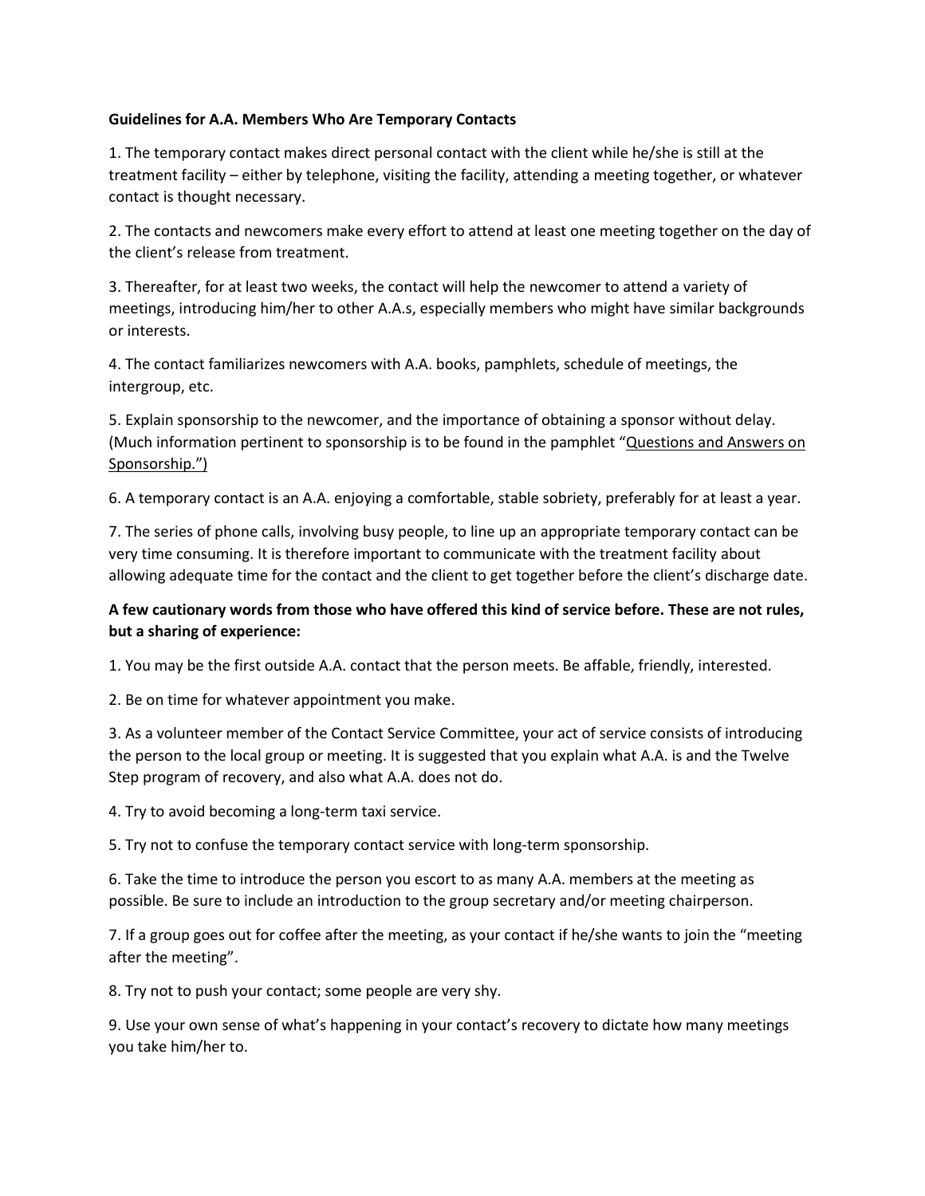**Guidelines for A.A. Members Who Are Temporary Contacts**

1. The temporary contact makes direct personal contact with the client while he/she is still at the treatment facility – either by telephone, visiting the facility, attending a meeting together, or whatever contact is thought necessary.

2. The contacts and newcomers make every effort to attend at least one meeting together on the day of the client's release from treatment.

3. Thereafter, for at least two weeks, the contact will help the newcomer to attend a variety of meetings, introducing him/her to other A.A.s, especially members who might have similar backgrounds or interests.

4. The contact familiarizes newcomers with A.A. books, pamphlets, schedule of meetings, the intergroup, etc.

5. Explain sponsorship to the newcomer, and the importance of obtaining a sponsor without delay. (Much information pertinent to sponsorship is to be found in the pamphlet "Questions and Answers on Sponsorship.")

6. A temporary contact is an A.A. enjoying a comfortable, stable sobriety, preferably for at least a year.

7. The series of phone calls, involving busy people, to line up an appropriate temporary contact can be very time consuming. It is therefore important to communicate with the treatment facility about allowing adequate time for the contact and the client to get together before the client's discharge date.

**A few cautionary words from those who have offered this kind of service before. These are not rules, but a sharing of experience:**

1. You may be the first outside A.A. contact that the person meets. Be affable, friendly, interested.

2. Be on time for whatever appointment you make.

3. As a volunteer member of the Contact Service Committee, your act of service consists of introducing the person to the local group or meeting. It is suggested that you explain what A.A. is and the Twelve Step program of recovery, and also what A.A. does not do.

4. Try to avoid becoming a long-term taxi service.

5. Try not to confuse the temporary contact service with long-term sponsorship.

6. Take the time to introduce the person you escort to as many A.A. members at the meeting as possible. Be sure to include an introduction to the group secretary and/or meeting chairperson.

7. If a group goes out for coffee after the meeting, as your contact if he/she wants to join the "meeting after the meeting".

8. Try not to push your contact; some people are very shy.

9. Use your own sense of what's happening in your contact's recovery to dictate how many meetings you take him/her to.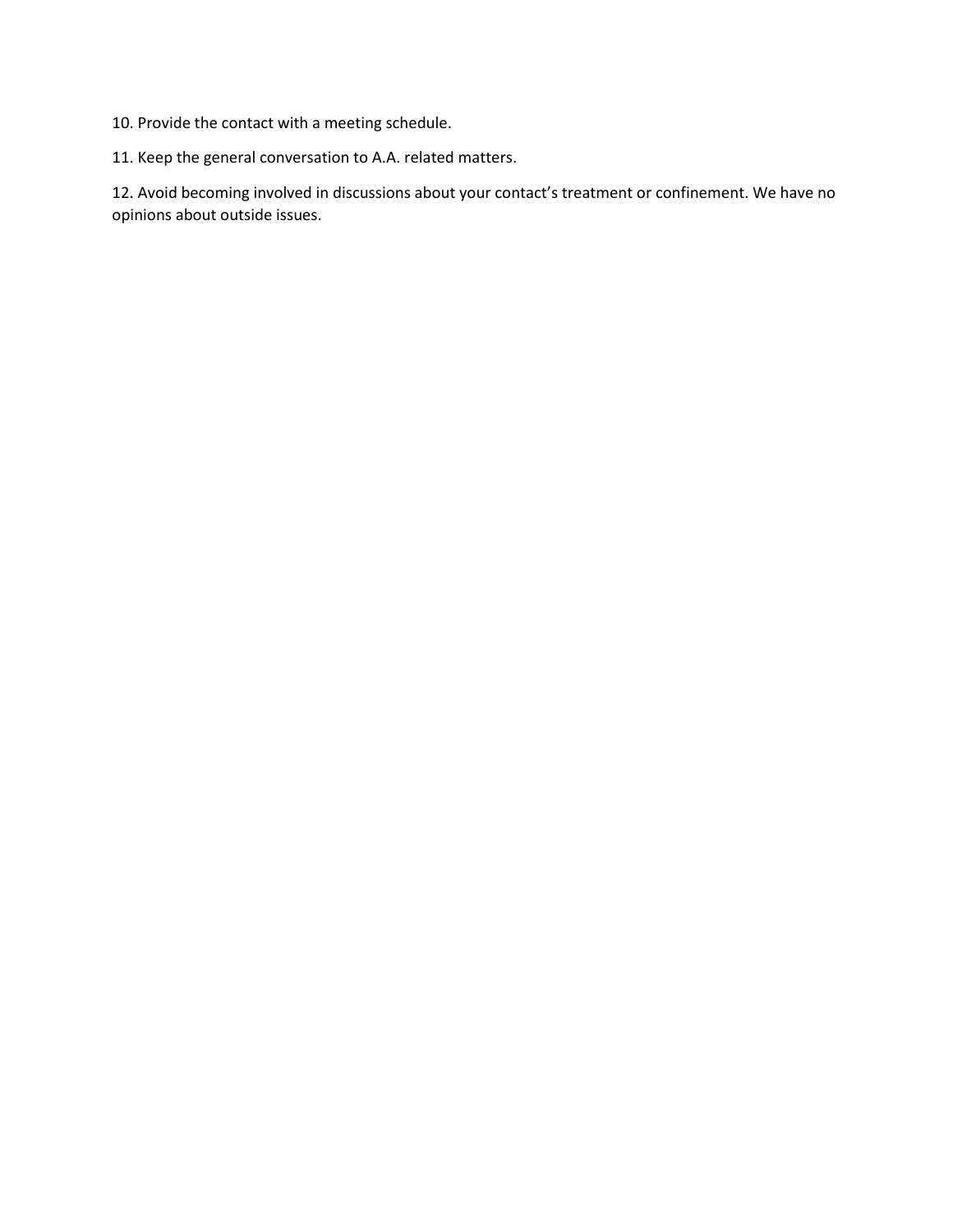10. Provide the contact with a meeting schedule.

11. Keep the general conversation to A.A. related matters.

12. Avoid becoming involved in discussions about your contact's treatment or confinement. We have no opinions about outside issues.